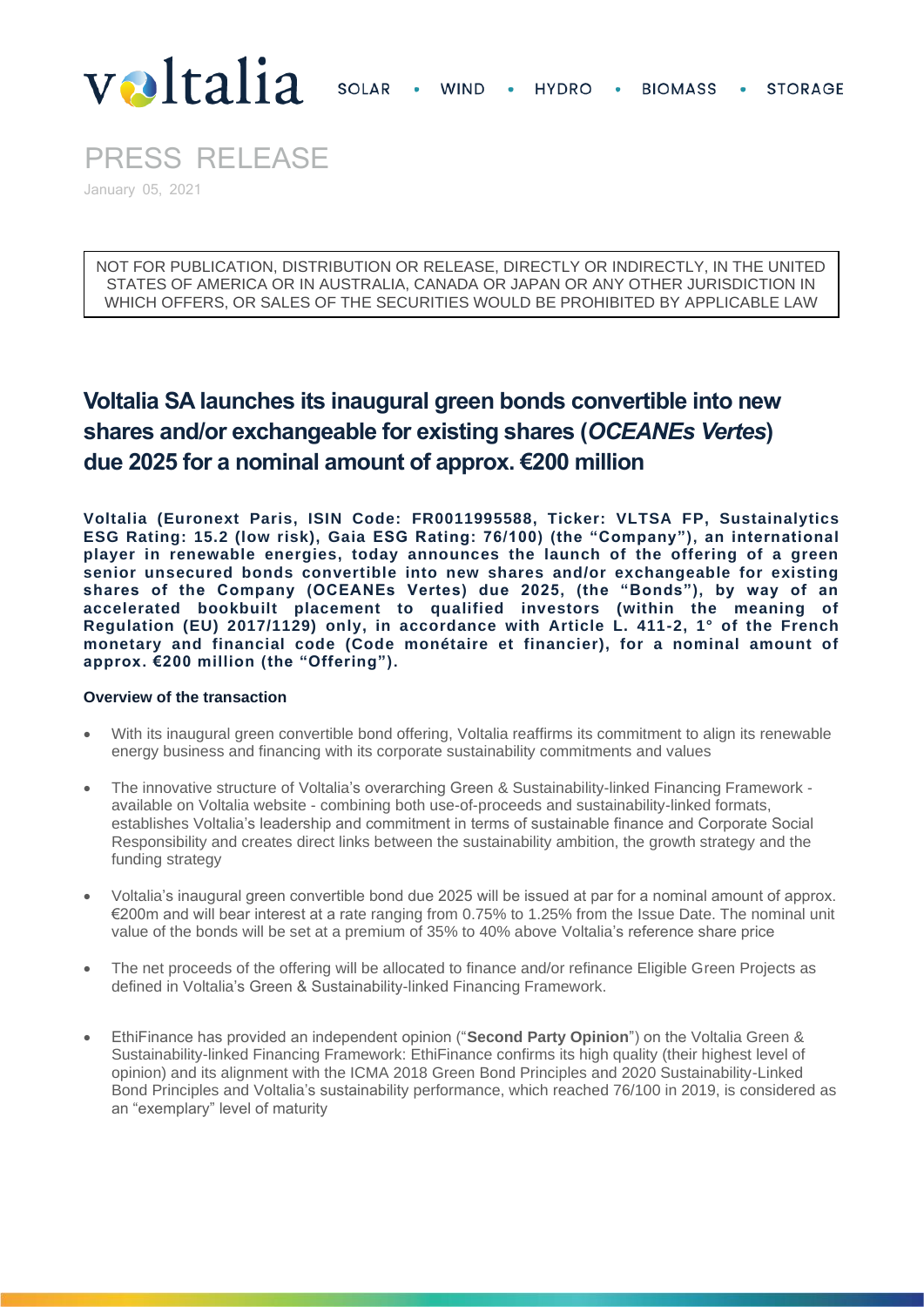voltalia SOLAR • WIND • HYDRO • BIOMASS • STORAGE

PRESS RELEASE

January 05, 2021

NOT FOR PUBLICATION, DISTRIBUTION OR RELEASE, DIRECTLY OR INDIRECTLY, IN THE UNITED STATES OF AMERICA OR IN AUSTRALIA, CANADA OR JAPAN OR ANY OTHER JURISDICTION IN WHICH OFFERS, OR SALES OF THE SECURITIES WOULD BE PROHIBITED BY APPLICABLE LAW

# Voltalia SA launches its inaugural green bonds convertible into new shares and/or exchangeable for existing shares (*OCEANEs Vertes*) due 2025 for a nominal amount of approx. €200 million

**Voltalia (Euronext Paris, ISIN Code: FR0011995588, Ticker: VLTSA FP, Sustainalytics ESG Rating: 15.2 (low risk), Gaia ESG Rating: 76/100) (the "Company"), an international player in renewable energies, today announces the launch of the offering of a green senior unsecured bonds convertible into new shares and/or exchangeable for existing shares of the Company (OCEANEs Vertes) due 2025, (the "Bonds"), by way of an accelerated bookbuilt placement to qualified investors (within the meaning of Regulation (EU) 2017/1129) only, in accordance with Article L. 411-2, 1° of the French monetary and financial code (Code monétaire et financier), for a nominal amount of approx. €200 million (the "Offering").**

**Overview of the transaction**

- With its inaugural green convertible bond offering, Voltalia reaffirms its commitment to align its renewable energy business and financing with its corporate sustainability commitments and values
- The innovative structure of Voltalia's overarching Green & Sustainability-linked Financing Framework - available on Voltalia website - combining both use-of-proceeds and sustainability-linked formats, establishes Voltalia's leadership and commitment in terms of sustainable finance and Corporate Social Responsibility and creates direct links between the sustainability ambition, the growth strategy and the funding strategy
- Voltalia's inaugural green convertible bond due 2025 will be issued at par for a nominal amount of approx. €200m and will bear interest at a rate ranging from 0.75% to 1.25% from the Issue Date. The nominal unit value of the bonds will be set at a premium of 35% to 40% above Voltalia's reference share price
- The net proceeds of the offering will be allocated to finance and/or refinance Eligible Green Projects as defined in Voltalia's Green & Sustainability-linked Financing Framework.
- EthiFinance has provided an independent opinion ("**Second Party Opinion**") on the Voltalia Green & Sustainability-linked Financing Framework: EthiFinance confirms its high quality (their highest level of opinion) and its alignment with the ICMA 2018 Green Bond Principles and 2020 Sustainability-Linked Bond Principles and Voltalia's sustainability performance, which reached 76/100 in 2019, is considered as an "exemplary" level of maturity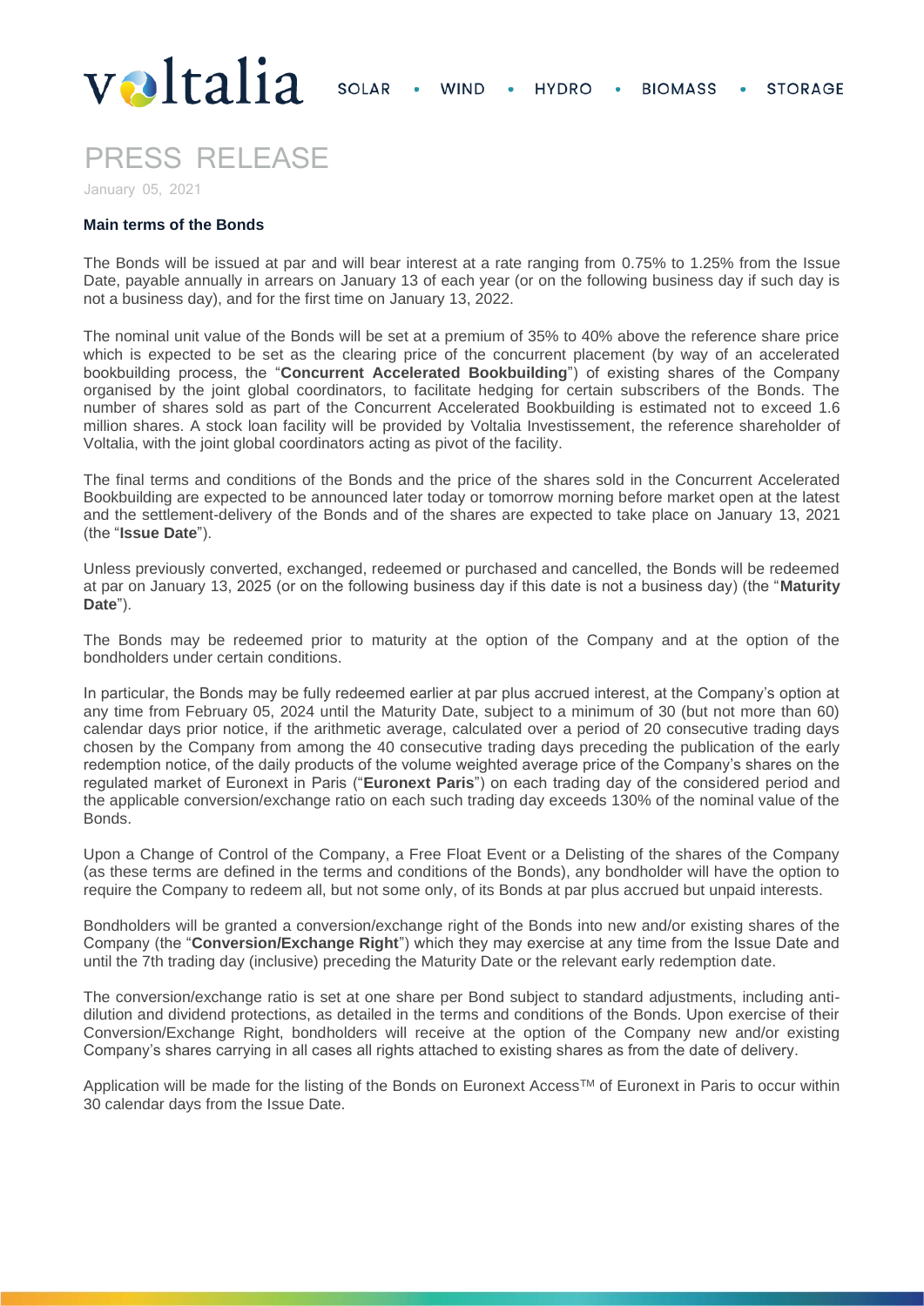**Main terms of the Bonds**

The Bonds will be issued at par and will bear interest at a rate ranging from 0.75% to 1.25% from the Issue Date, payable annually in arrears on January 13 of each year (or on the following business day if such day is not a business day), and for the first time on January 13, 2022.

The nominal unit value of the Bonds will be set at a premium of 35% to 40% above the reference share price which is expected to be set as the clearing price of the concurrent placement (by way of an accelerated bookbuilding process, the "**Concurrent Accelerated Bookbuilding**") of existing shares of the Company organised by the joint global coordinators, to facilitate hedging for certain subscribers of the Bonds. The number of shares sold as part of the Concurrent Accelerated Bookbuilding is estimated not to exceed 1.6 million shares. A stock loan facility will be provided by Voltalia Investissement, the reference shareholder of Voltalia, with the joint global coordinators acting as pivot of the facility.

The final terms and conditions of the Bonds and the price of the shares sold in the Concurrent Accelerated Bookbuilding are expected to be announced later today or tomorrow morning before market open at the latest and the settlement-delivery of the Bonds and of the shares are expected to take place on January 13, 2021 (the "**Issue Date**").

Unless previously converted, exchanged, redeemed or purchased and cancelled, the Bonds will be redeemed at par on January 13, 2025 (or on the following business day if this date is not a business day) (the "**Maturity Date**").

The Bonds may be redeemed prior to maturity at the option of the Company and at the option of the bondholders under certain conditions.

In particular, the Bonds may be fully redeemed earlier at par plus accrued interest, at the Company's option at any time from February 05, 2024 until the Maturity Date, subject to a minimum of 30 (but not more than 60) calendar days prior notice, if the arithmetic average, calculated over a period of 20 consecutive trading days chosen by the Company from among the 40 consecutive trading days preceding the publication of the early redemption notice, of the daily products of the volume weighted average price of the Company's shares on the regulated market of Euronext in Paris ("**Euronext Paris**") on each trading day of the considered period and the applicable conversion/exchange ratio on each such trading day exceeds 130% of the nominal value of the Bonds.

Upon a Change of Control of the Company, a Free Float Event or a Delisting of the shares of the Company (as these terms are defined in the terms and conditions of the Bonds), any bondholder will have the option to require the Company to redeem all, but not some only, of its Bonds at par plus accrued but unpaid interests.

Bondholders will be granted a conversion/exchange right of the Bonds into new and/or existing shares of the Company (the "**Conversion/Exchange Right**") which they may exercise at any time from the Issue Date and until the 7th trading day (inclusive) preceding the Maturity Date or the relevant early redemption date.

The conversion/exchange ratio is set at one share per Bond subject to standard adjustments, including anti-dilution and dividend protections, as detailed in the terms and conditions of the Bonds. Upon exercise of their Conversion/Exchange Right, bondholders will receive at the option of the Company new and/or existing Company's shares carrying in all cases all rights attached to existing shares as from the date of delivery.

Application will be made for the listing of the Bonds on Euronext Access™ of Euronext in Paris to occur within 30 calendar days from the Issue Date.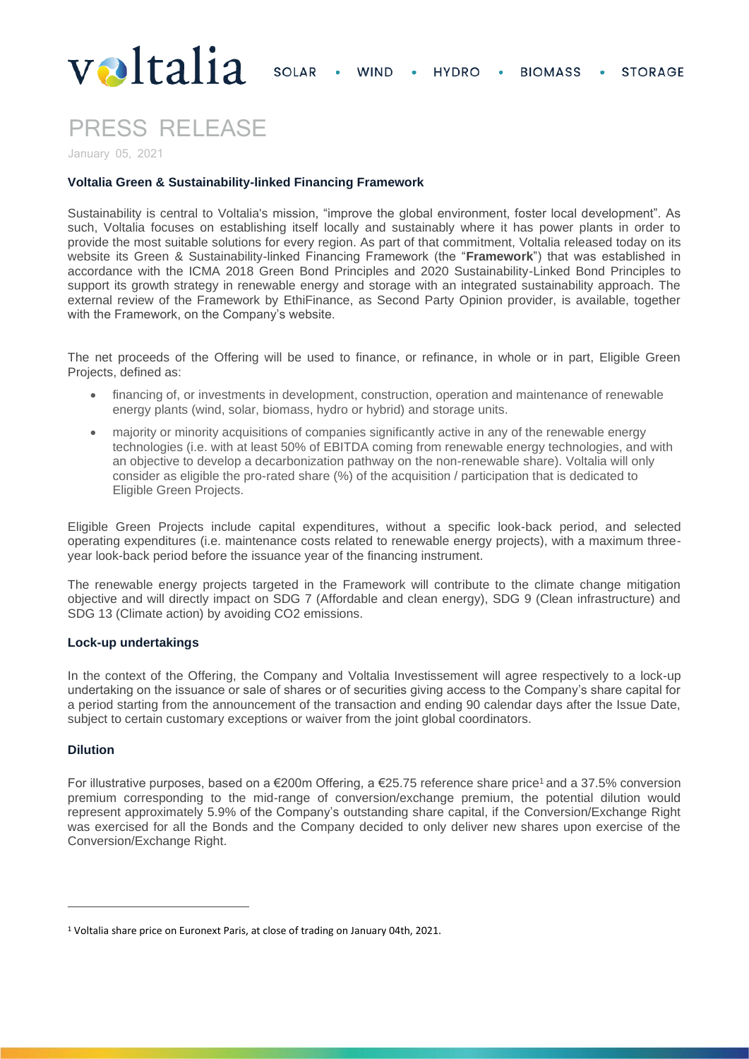# PRESS RELEASE

January 05, 2021

**Voltalia Green & Sustainability-linked Financing Framework**

Sustainability is central to Voltalia's mission, "improve the global environment, foster local development". As such, Voltalia focuses on establishing itself locally and sustainably where it has power plants in order to provide the most suitable solutions for every region. As part of that commitment, Voltalia released today on its website its Green & Sustainability-linked Financing Framework (the "**Framework**") that was established in accordance with the ICMA 2018 Green Bond Principles and 2020 Sustainability-Linked Bond Principles to support its growth strategy in renewable energy and storage with an integrated sustainability approach. The external review of the Framework by EthiFinance, as Second Party Opinion provider, is available, together with the Framework, on the Company's website.

The net proceeds of the Offering will be used to finance, or refinance, in whole or in part, Eligible Green Projects, defined as:

- financing of, or investments in development, construction, operation and maintenance of renewable energy plants (wind, solar, biomass, hydro or hybrid) and storage units.
- majority or minority acquisitions of companies significantly active in any of the renewable energy technologies (i.e. with at least 50% of EBITDA coming from renewable energy technologies, and with an objective to develop a decarbonization pathway on the non-renewable share). Voltalia will only consider as eligible the pro-rated share (%) of the acquisition / participation that is dedicated to Eligible Green Projects.

Eligible Green Projects include capital expenditures, without a specific look-back period, and selected operating expenditures (i.e. maintenance costs related to renewable energy projects), with a maximum three-year look-back period before the issuance year of the financing instrument.

The renewable energy projects targeted in the Framework will contribute to the climate change mitigation objective and will directly impact on SDG 7 (Affordable and clean energy), SDG 9 (Clean infrastructure) and SDG 13 (Climate action) by avoiding CO2 emissions.

**Lock-up undertakings**

In the context of the Offering, the Company and Voltalia Investissement will agree respectively to a lock-up undertaking on the issuance or sale of shares or of securities giving access to the Company's share capital for a period starting from the announcement of the transaction and ending 90 calendar days after the Issue Date, subject to certain customary exceptions or waiver from the joint global coordinators.

**Dilution**

For illustrative purposes, based on a €200m Offering, a €25.75 reference share price[1] and a 37.5% conversion premium corresponding to the mid-range of conversion/exchange premium, the potential dilution would represent approximately 5.9% of the Company's outstanding share capital, if the Conversion/Exchange Right was exercised for all the Bonds and the Company decided to only deliver new shares upon exercise of the Conversion/Exchange Right.

[1] Voltalia share price on Euronext Paris, at close of trading on January 04th, 2021.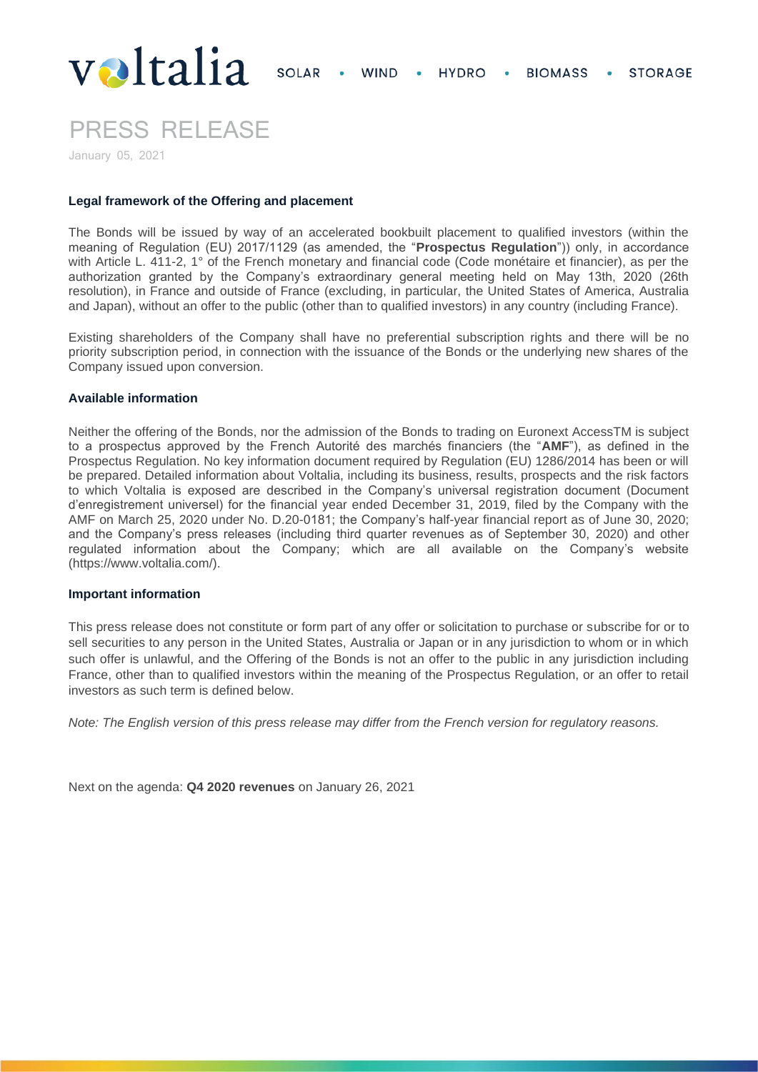## Legal framework of the Offering and placement

The Bonds will be issued by way of an accelerated bookbuilt placement to qualified investors (within the meaning of Regulation (EU) 2017/1129 (as amended, the "**Prospectus Regulation**")) only, in accordance with Article L. 411-2, 1° of the French monetary and financial code (Code monétaire et financier), as per the authorization granted by the Company's extraordinary general meeting held on May 13th, 2020 (26th resolution), in France and outside of France (excluding, in particular, the United States of America, Australia and Japan), without an offer to the public (other than to qualified investors) in any country (including France).

Existing shareholders of the Company shall have no preferential subscription rights and there will be no priority subscription period, in connection with the issuance of the Bonds or the underlying new shares of the Company issued upon conversion.

## Available information

Neither the offering of the Bonds, nor the admission of the Bonds to trading on Euronext AccessTM is subject to a prospectus approved by the French Autorité des marchés financiers (the "**AMF**"), as defined in the Prospectus Regulation. No key information document required by Regulation (EU) 1286/2014 has been or will be prepared. Detailed information about Voltalia, including its business, results, prospects and the risk factors to which Voltalia is exposed are described in the Company's universal registration document (Document d'enregistrement universel) for the financial year ended December 31, 2019, filed by the Company with the AMF on March 25, 2020 under No. D.20-0181; the Company's half-year financial report as of June 30, 2020; and the Company's press releases (including third quarter revenues as of September 30, 2020) and other regulated information about the Company; which are all available on the Company's website (https://www.voltalia.com/).

## Important information

This press release does not constitute or form part of any offer or solicitation to purchase or subscribe for or to sell securities to any person in the United States, Australia or Japan or in any jurisdiction to whom or in which such offer is unlawful, and the Offering of the Bonds is not an offer to the public in any jurisdiction including France, other than to qualified investors within the meaning of the Prospectus Regulation, or an offer to retail investors as such term is defined below.

*Note: The English version of this press release may differ from the French version for regulatory reasons.*

Next on the agenda: **Q4 2020 revenues** on January 26, 2021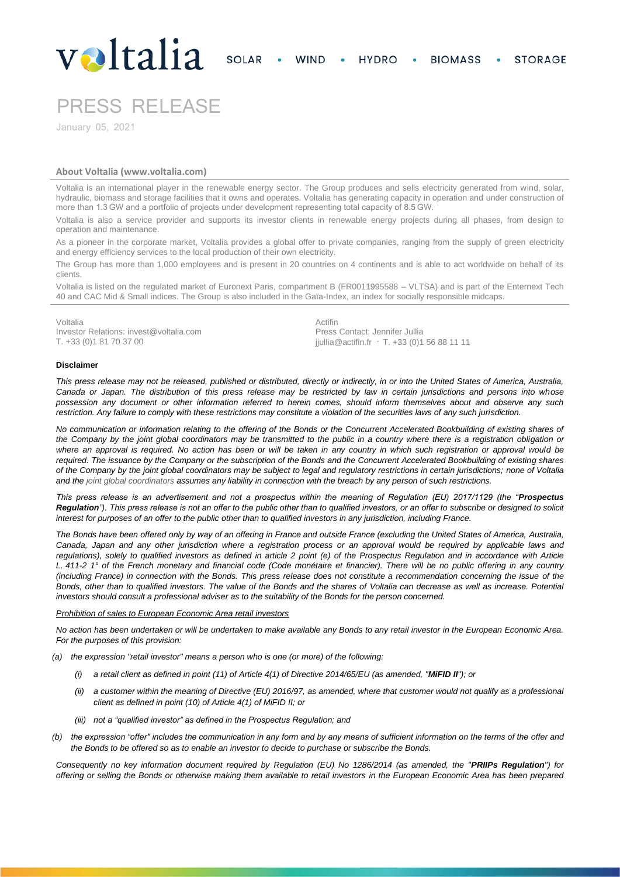# PRESS RELEASE

January 05, 2021

**About Voltalia (www.voltalia.com)**

Voltalia is an international player in the renewable energy sector. The Group produces and sells electricity generated from wind, solar, hydraulic, biomass and storage facilities that it owns and operates. Voltalia has generating capacity in operation and under construction of more than 1.3 GW and a portfolio of projects under development representing total capacity of 8.5 GW.

Voltalia is also a service provider and supports its investor clients in renewable energy projects during all phases, from design to operation and maintenance.

As a pioneer in the corporate market, Voltalia provides a global offer to private companies, ranging from the supply of green electricity and energy efficiency services to the local production of their own electricity.

The Group has more than 1,000 employees and is present in 20 countries on 4 continents and is able to act worldwide on behalf of its clients.

Voltalia is listed on the regulated market of Euronext Paris, compartment B (FR0011995588 – VLTSA) and is part of the Enternext Tech 40 and CAC Mid & Small indices. The Group is also included in the Gaïa-Index, an index for socially responsible midcaps.

Voltalia
Investor Relations: invest@voltalia.com
T. +33 (0)1 81 70 37 00

Actifin
Press Contact: Jennifer Jullia
jjullia@actifin.fr . T. +33 (0)1 56 88 11 11

**Disclaimer**

*This press release may not be released, published or distributed, directly or indirectly, in or into the United States of America, Australia, Canada or Japan. The distribution of this press release may be restricted by law in certain jurisdictions and persons into whose possession any document or other information referred to herein comes, should inform themselves about and observe any such restriction. Any failure to comply with these restrictions may constitute a violation of the securities laws of any such jurisdiction.*

*No communication or information relating to the offering of the Bonds or the Concurrent Accelerated Bookbuilding of existing shares of the Company by the joint global coordinators may be transmitted to the public in a country where there is a registration obligation or where an approval is required. No action has been or will be taken in any country in which such registration or approval would be required. The issuance by the Company or the subscription of the Bonds and the Concurrent Accelerated Bookbuilding of existing shares of the Company by the joint global coordinators may be subject to legal and regulatory restrictions in certain jurisdictions; none of Voltalia and the joint global coordinators assumes any liability in connection with the breach by any person of such restrictions.*

*This press release is an advertisement and not a prospectus within the meaning of Regulation (EU) 2017/1129 (the "**Prospectus Regulation**"). This press release is not an offer to the public other than to qualified investors, or an offer to subscribe or designed to solicit interest for purposes of an offer to the public other than to qualified investors in any jurisdiction, including France.*

*The Bonds have been offered only by way of an offering in France and outside France (excluding the United States of America, Australia, Canada, Japan and any other jurisdiction where a registration process or an approval would be required by applicable laws and regulations), solely to qualified investors as defined in article 2 point (e) of the Prospectus Regulation and in accordance with Article L. 411-2 1° of the French monetary and financial code (Code monétaire et financier). There will be no public offering in any country (including France) in connection with the Bonds. This press release does not constitute a recommendation concerning the issue of the Bonds, other than to qualified investors. The value of the Bonds and the shares of Voltalia can decrease as well as increase. Potential investors should consult a professional adviser as to the suitability of the Bonds for the person concerned.*

*Prohibition of sales to European Economic Area retail investors*

*No action has been undertaken or will be undertaken to make available any Bonds to any retail investor in the European Economic Area. For the purposes of this provision:*

*(a) the expression "retail investor" means a person who is one (or more) of the following:*

*(i) a retail client as defined in point (11) of Article 4(1) of Directive 2014/65/EU (as amended, "**MiFID II**"); or*

*(ii) a customer within the meaning of Directive (EU) 2016/97, as amended, where that customer would not qualify as a professional client as defined in point (10) of Article 4(1) of MiFID II; or*

*(iii) not a "qualified investor" as defined in the Prospectus Regulation; and*

*(b) the expression "offer" includes the communication in any form and by any means of sufficient information on the terms of the offer and the Bonds to be offered so as to enable an investor to decide to purchase or subscribe the Bonds.*

*Consequently no key information document required by Regulation (EU) No 1286/2014 (as amended, the "**PRIIPs Regulation**") for offering or selling the Bonds or otherwise making them available to retail investors in the European Economic Area has been prepared*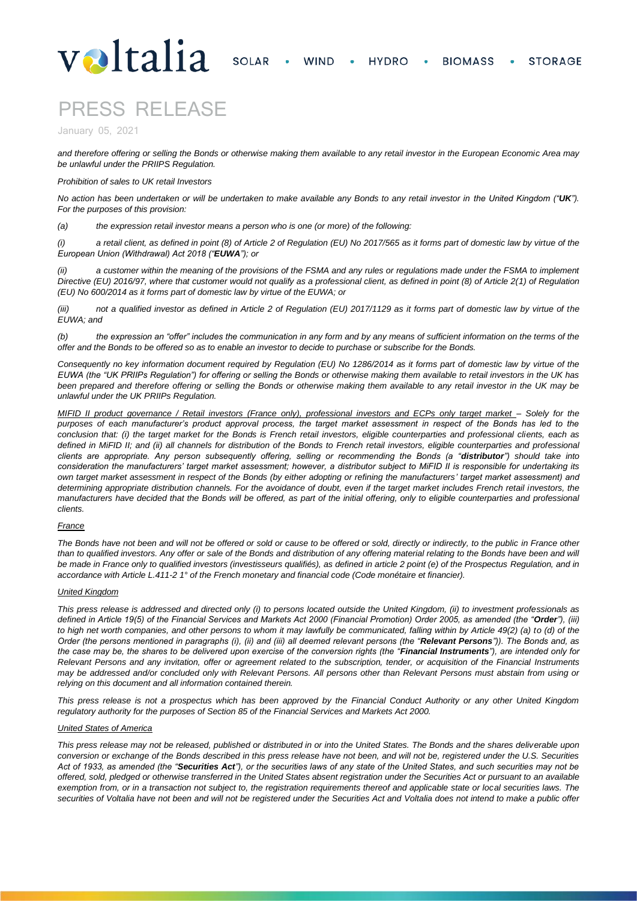*and therefore offering or selling the Bonds or otherwise making them available to any retail investor in the European Economic Area may be unlawful under the PRIIPS Regulation.*

*Prohibition of sales to UK retail Investors*

*No action has been undertaken or will be undertaken to make available any Bonds to any retail investor in the United Kingdom ("**UK**"). For the purposes of this provision:*

*(a) the expression retail investor means a person who is one (or more) of the following:*

*(i) a retail client, as defined in point (8) of Article 2 of Regulation (EU) No 2017/565 as it forms part of domestic law by virtue of the European Union (Withdrawal) Act 2018 ("**EUWA**"); or*

*(ii) a customer within the meaning of the provisions of the FSMA and any rules or regulations made under the FSMA to implement Directive (EU) 2016/97, where that customer would not qualify as a professional client, as defined in point (8) of Article 2(1) of Regulation (EU) No 600/2014 as it forms part of domestic law by virtue of the EUWA; or*

*(iii) not a qualified investor as defined in Article 2 of Regulation (EU) 2017/1129 as it forms part of domestic law by virtue of the EUWA; and*

*(b) the expression an "offer" includes the communication in any form and by any means of sufficient information on the terms of the offer and the Bonds to be offered so as to enable an investor to decide to purchase or subscribe for the Bonds.*

*Consequently no key information document required by Regulation (EU) No 1286/2014 as it forms part of domestic law by virtue of the EUWA (the "UK PRIIPs Regulation") for offering or selling the Bonds or otherwise making them available to retail investors in the UK has been prepared and therefore offering or selling the Bonds or otherwise making them available to any retail investor in the UK may be unlawful under the UK PRIIPs Regulation.*

*MIFID II product governance / Retail investors (France only), professional investors and ECPs only target market – Solely for the purposes of each manufacturer's product approval process, the target market assessment in respect of the Bonds has led to the conclusion that: (i) the target market for the Bonds is French retail investors, eligible counterparties and professional clients, each as defined in MiFID II; and (ii) all channels for distribution of the Bonds to French retail investors, eligible counterparties and professional clients are appropriate. Any person subsequently offering, selling or recommending the Bonds (a "**distributor**") should take into consideration the manufacturers' target market assessment; however, a distributor subject to MiFID II is responsible for undertaking its own target market assessment in respect of the Bonds (by either adopting or refining the manufacturers' target market assessment) and determining appropriate distribution channels. For the avoidance of doubt, even if the target market includes French retail investors, the manufacturers have decided that the Bonds will be offered, as part of the initial offering, only to eligible counterparties and professional clients.*

*France*

*The Bonds have not been and will not be offered or sold or cause to be offered or sold, directly or indirectly, to the public in France other than to qualified investors. Any offer or sale of the Bonds and distribution of any offering material relating to the Bonds have been and will be made in France only to qualified investors (investisseurs qualifiés), as defined in article 2 point (e) of the Prospectus Regulation, and in accordance with Article L.411-2 1° of the French monetary and financial code (Code monétaire et financier).*

*United Kingdom*

*This press release is addressed and directed only (i) to persons located outside the United Kingdom, (ii) to investment professionals as defined in Article 19(5) of the Financial Services and Markets Act 2000 (Financial Promotion) Order 2005, as amended (the "**Order**"), (iii) to high net worth companies, and other persons to whom it may lawfully be communicated, falling within by Article 49(2) (a) to (d) of the Order (the persons mentioned in paragraphs (i), (ii) and (iii) all deemed relevant persons (the "**Relevant Persons**")). The Bonds and, as the case may be, the shares to be delivered upon exercise of the conversion rights (the "**Financial Instruments**"), are intended only for Relevant Persons and any invitation, offer or agreement related to the subscription, tender, or acquisition of the Financial Instruments may be addressed and/or concluded only with Relevant Persons. All persons other than Relevant Persons must abstain from using or relying on this document and all information contained therein.*

*This press release is not a prospectus which has been approved by the Financial Conduct Authority or any other United Kingdom regulatory authority for the purposes of Section 85 of the Financial Services and Markets Act 2000.*

*United States of America*

*This press release may not be released, published or distributed in or into the United States. The Bonds and the shares deliverable upon conversion or exchange of the Bonds described in this press release have not been, and will not be, registered under the U.S. Securities Act of 1933, as amended (the "**Securities Act**"), or the securities laws of any state of the United States, and such securities may not be offered, sold, pledged or otherwise transferred in the United States absent registration under the Securities Act or pursuant to an available exemption from, or in a transaction not subject to, the registration requirements thereof and applicable state or local securities laws. The securities of Voltalia have not been and will not be registered under the Securities Act and Voltalia does not intend to make a public offer*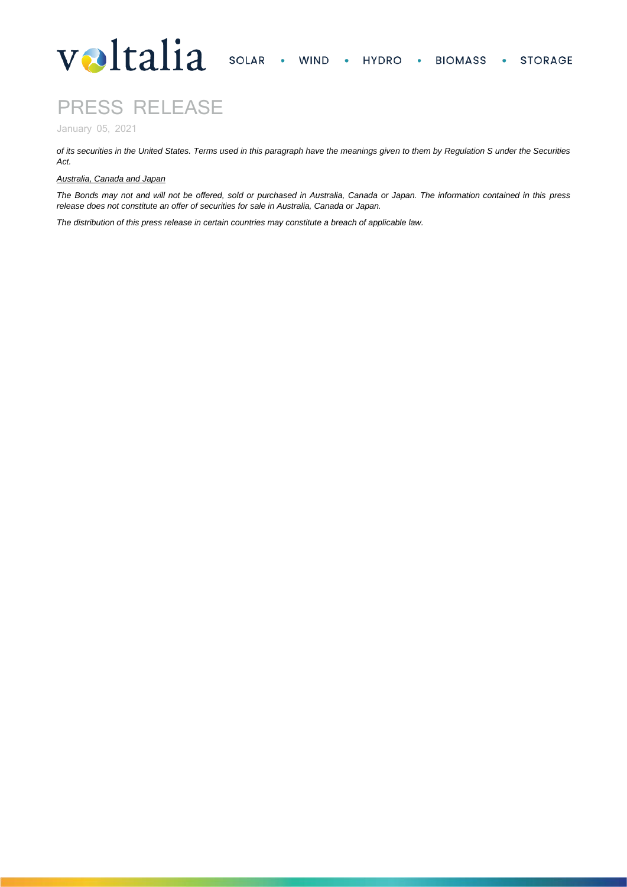*of its securities in the United States. Terms used in this paragraph have the meanings given to them by Regulation S under the Securities Act.*

*Australia, Canada and Japan*

*The Bonds may not and will not be offered, sold or purchased in Australia, Canada or Japan. The information contained in this press release does not constitute an offer of securities for sale in Australia, Canada or Japan.*

*The distribution of this press release in certain countries may constitute a breach of applicable law.*